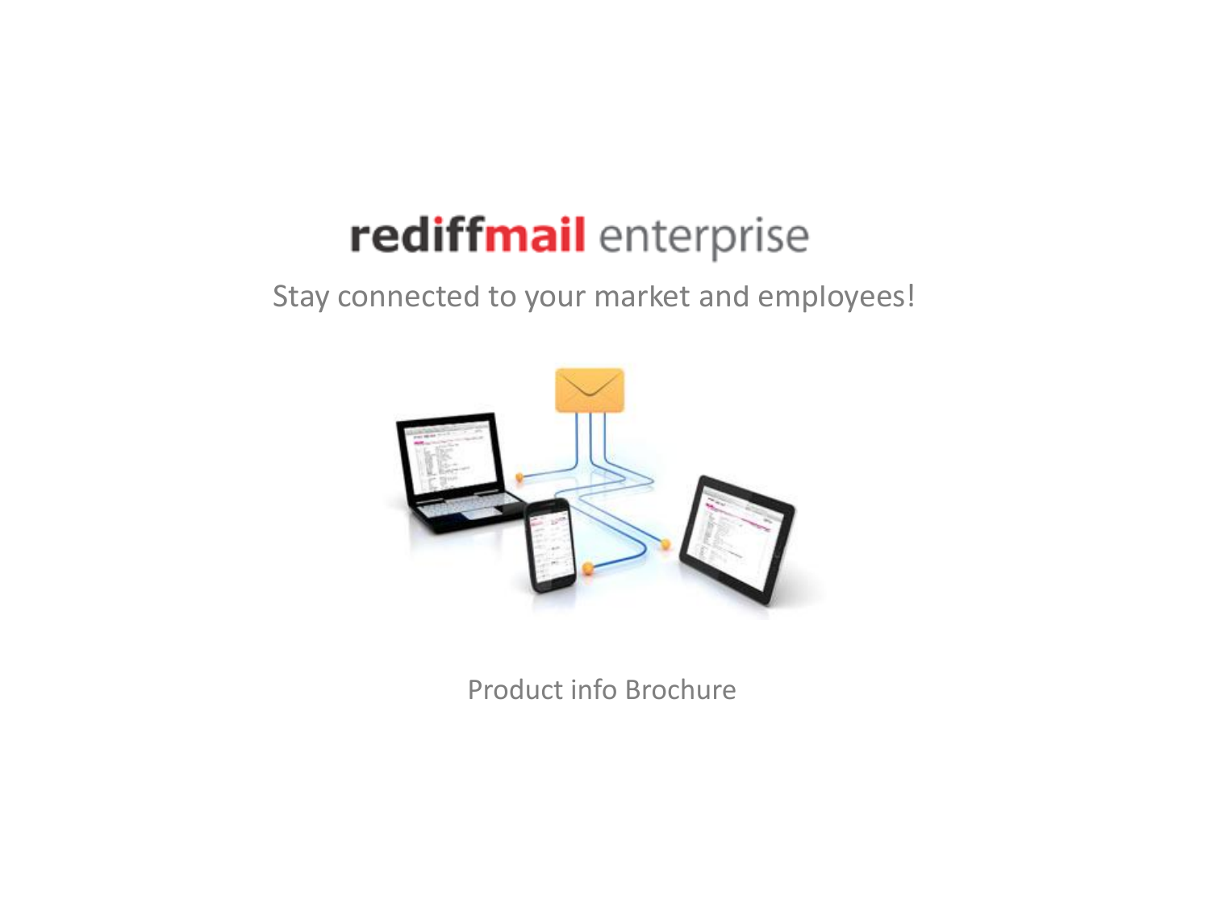# rediffmail enterprise

Stay connected to your market and employees!

Product info Brochure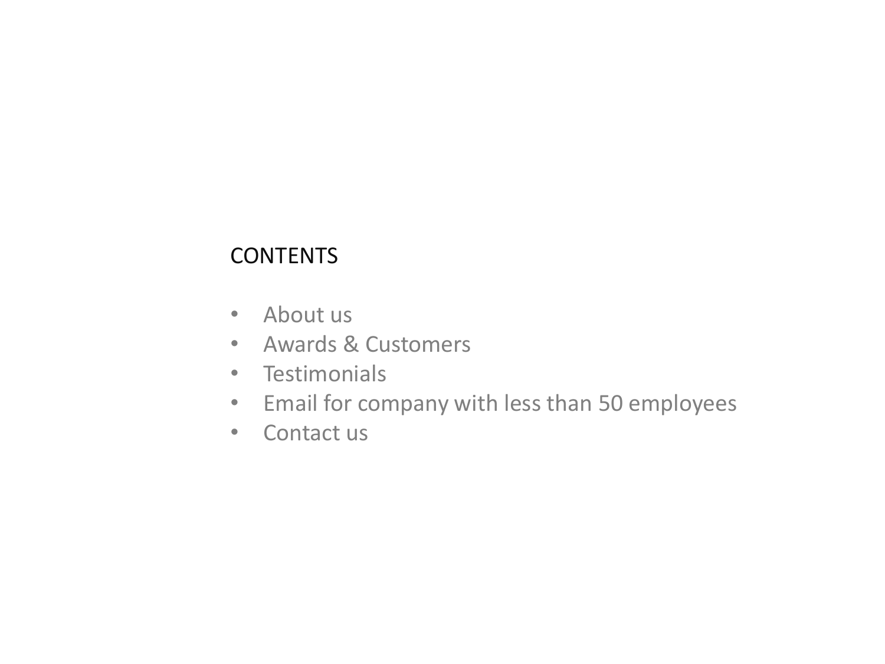## CONTENTS

- About us
- Awards & Customers
- Testimonials
- Email for company with less than 50 employees
- Contact us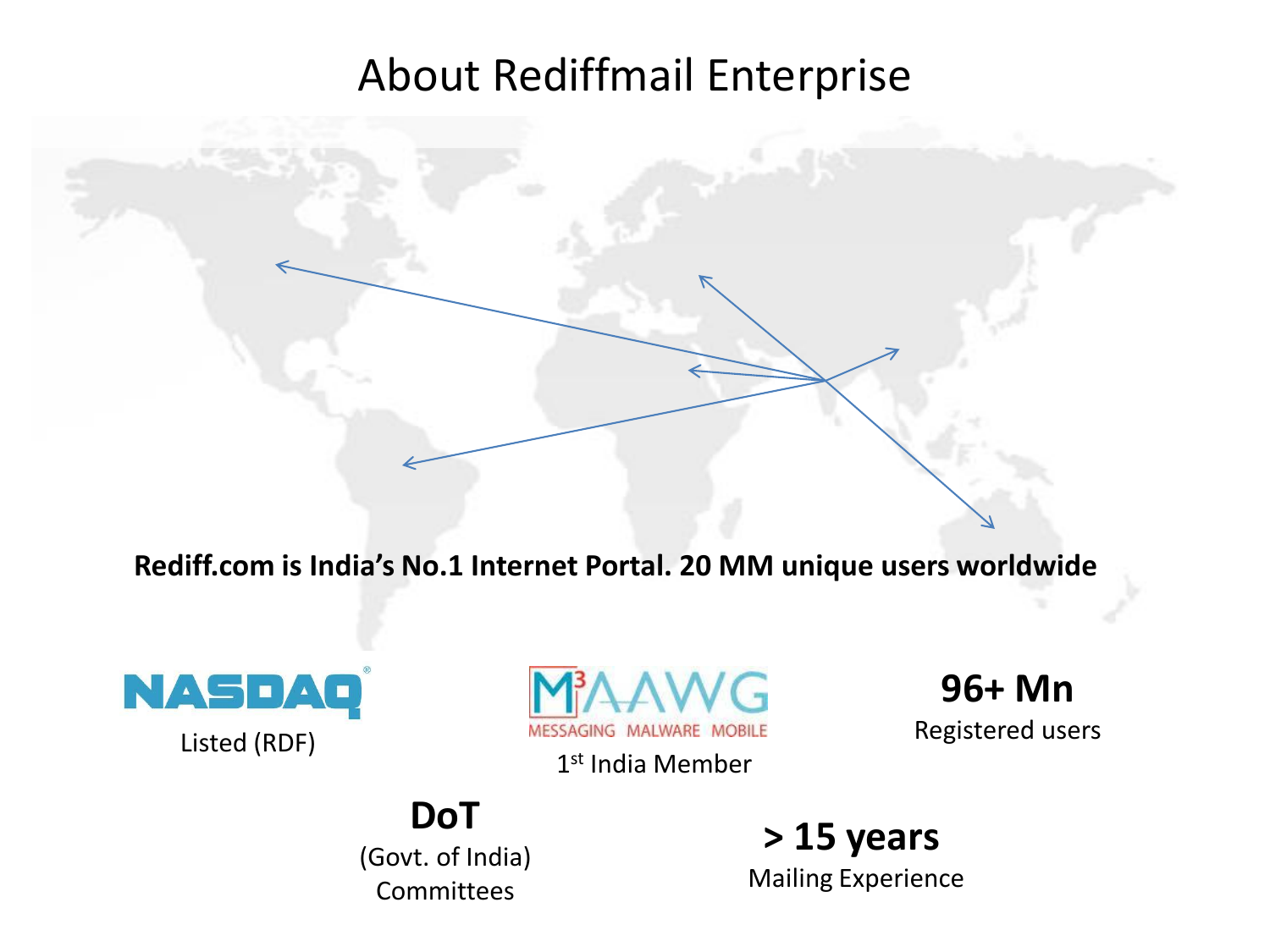# About Rediffmail Enterprise

**Rediff.com is India's No.1 Internet Portal. 20 MM unique users worldwide**

NASDAQ
Listed (RDF)

M3AAWG
MESSAGING MALWARE MOBILE
1st India Member

**96+ Mn**
Registered users

**DoT**
(Govt. of India)
Committees

**> 15 years**
Mailing Experience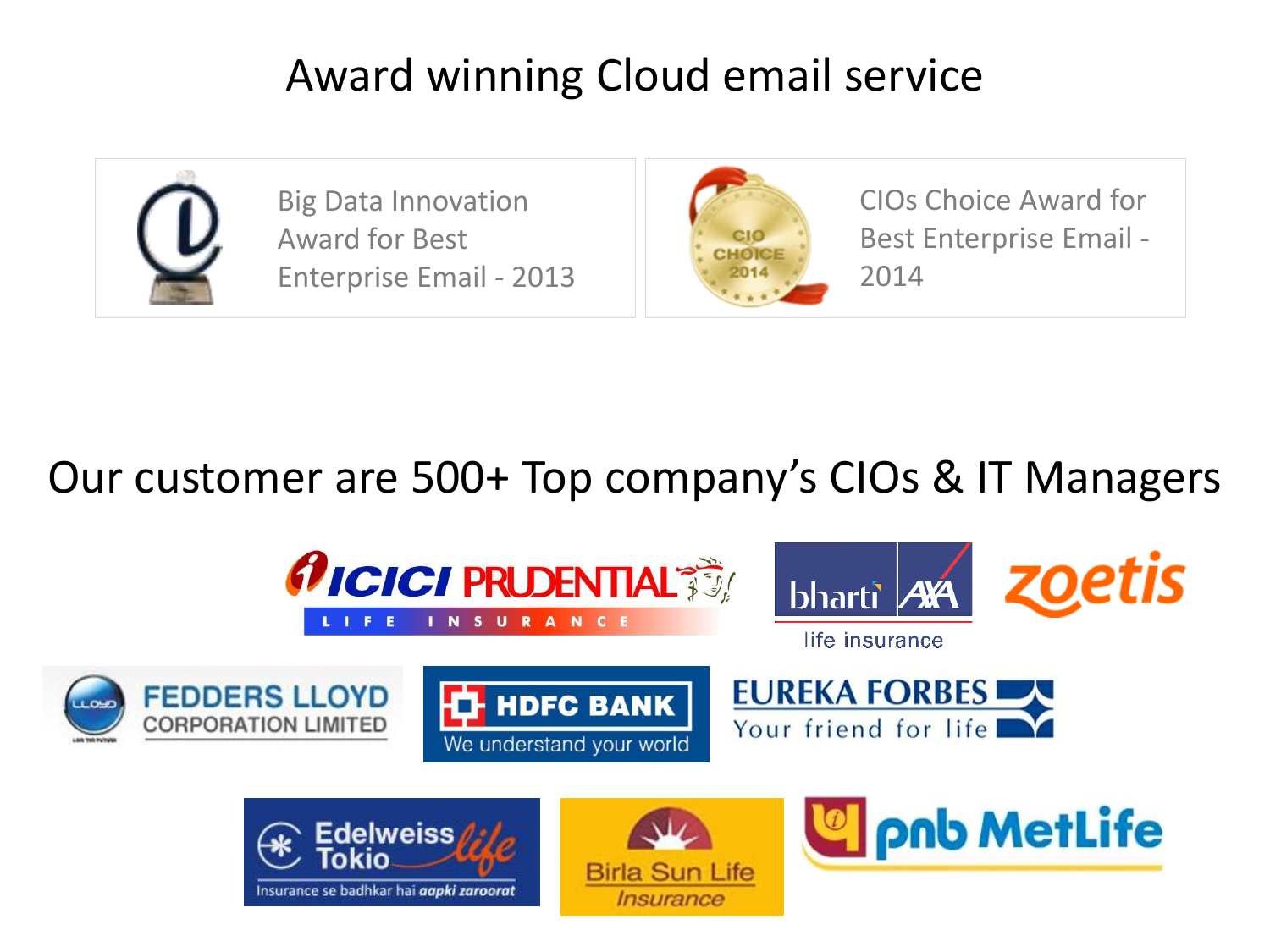# Award winning Cloud email service

Big Data Innovation Award for Best Enterprise Email - 2013

CIOs Choice Award for Best Enterprise Email - 2014

## Our customer are 500+ Top company's CIOs & IT Managers

- ICICI PRUDENTIAL LIFE INSURANCE
- bharti AXA life insurance
- zoetis
- FEDDERS LLOYD CORPORATION LIMITED
- HDFC BANK We understand your world
- EUREKA FORBES Your friend for life
- Edelweiss Tokio life Insurance se badhkar hai *aapki zaroorat*
- Birla Sun Life Insurance
- pnb MetLife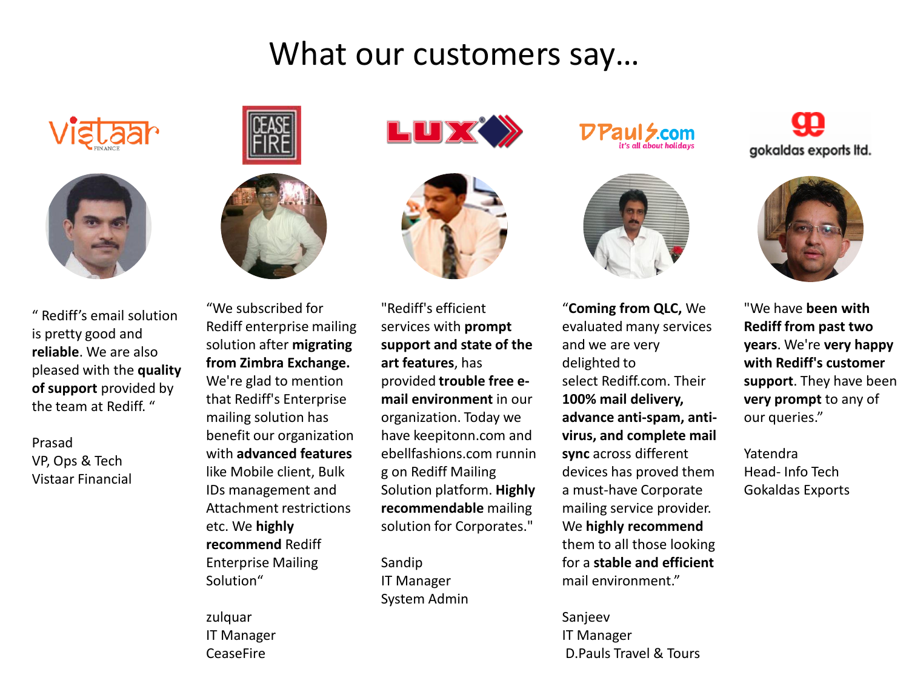# What our customers say…

" Rediff's email solution is pretty good and **reliable**. We are also pleased with the **quality of support** provided by the team at Rediff. "

Prasad
VP, Ops & Tech
Vistaar Financial

"We subscribed for Rediff enterprise mailing solution after **migrating from Zimbra Exchange.** We're glad to mention that Rediff's Enterprise mailing solution has benefit our organization with **advanced features** like Mobile client, Bulk IDs management and Attachment restrictions etc. We **highly recommend** Rediff Enterprise Mailing Solution"

zulquar
IT Manager
CeaseFire

"Rediff's efficient services with **prompt support and state of the art features**, has provided **trouble free e-mail environment** in our organization. Today we have keepitonn.com and ebellfashions.com running on Rediff Mailing Solution platform. **Highly recommendable** mailing solution for Corporates."

Sandip
IT Manager
System Admin

"**Coming from QLC,** We evaluated many services and we are very delighted to select Rediff.com. Their **100% mail delivery, advance anti-spam, anti-virus, and complete mail sync** across different devices has proved them a must-have Corporate mailing service provider. We **highly recommend** them to all those looking for a **stable and efficient** mail environment."

Sanjeev
IT Manager
D.Pauls Travel & Tours

"We have **been with Rediff from past two years**. We're **very happy with Rediff's customer support**. They have been **very prompt** to any of our queries."

Yatendra
Head- Info Tech
Gokaldas Exports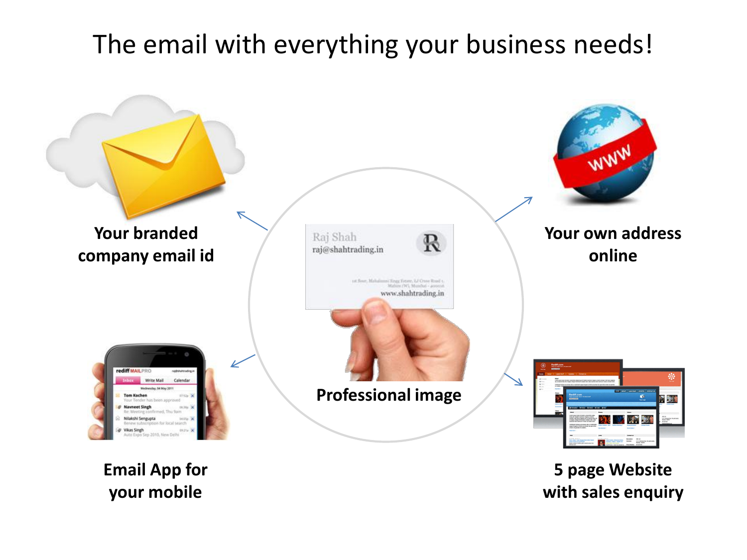# The email with everything your business needs!

**Your branded company email id**

**Your own address online**

**Professional image**

**Email App for your mobile**

**5 page Website with sales enquiry**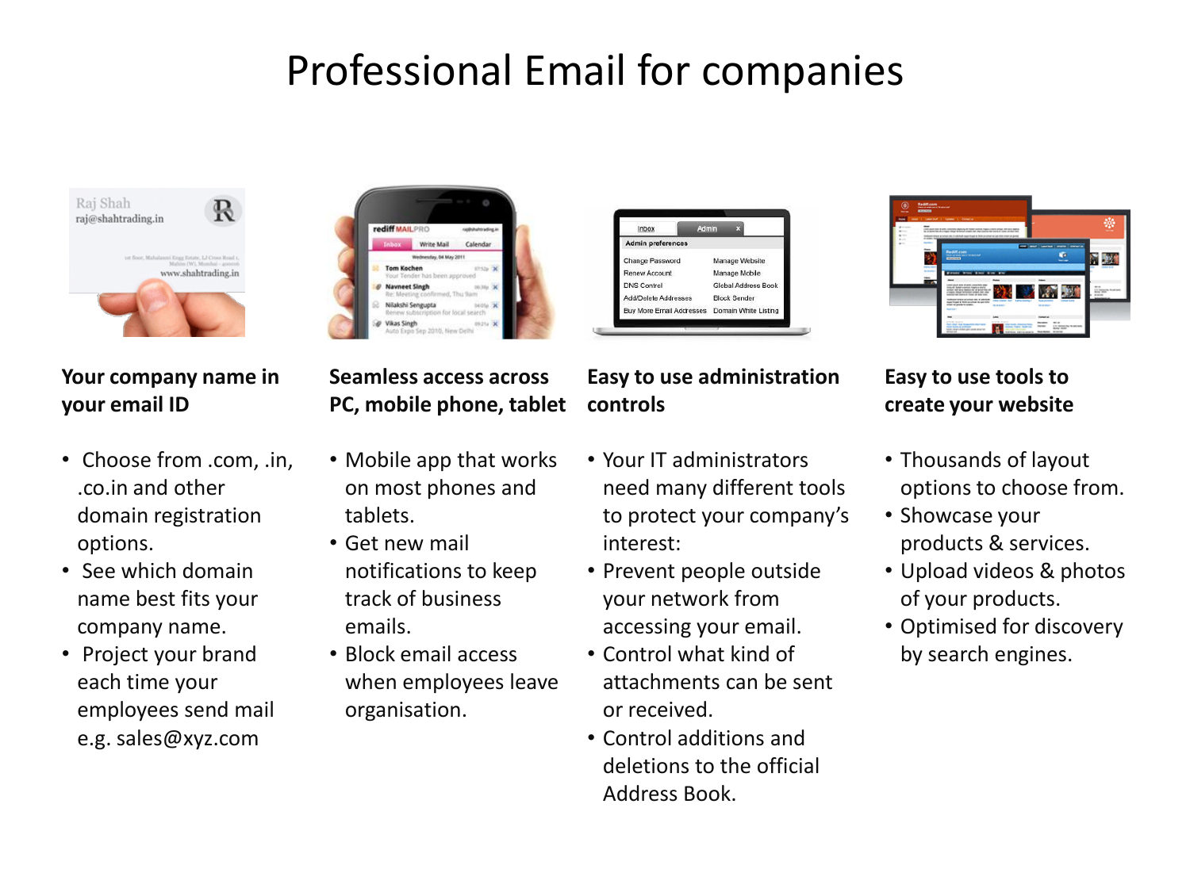# Professional Email for companies

### Your company name in your email ID

- Choose from .com, .in, .co.in and other domain registration options.
- See which domain name best fits your company name.
- Project your brand each time your employees send mail e.g. sales@xyz.com

### Seamless access across PC, mobile phone, tablet

- Mobile app that works on most phones and tablets.
- Get new mail notifications to keep track of business emails.
- Block email access when employees leave organisation.

### Easy to use administration controls

- Your IT administrators need many different tools to protect your company's interest:
- Prevent people outside your network from accessing your email.
- Control what kind of attachments can be sent or received.
- Control additions and deletions to the official Address Book.

### Easy to use tools to create your website

- Thousands of layout options to choose from.
- Showcase your products & services.
- Upload videos & photos of your products.
- Optimised for discovery by search engines.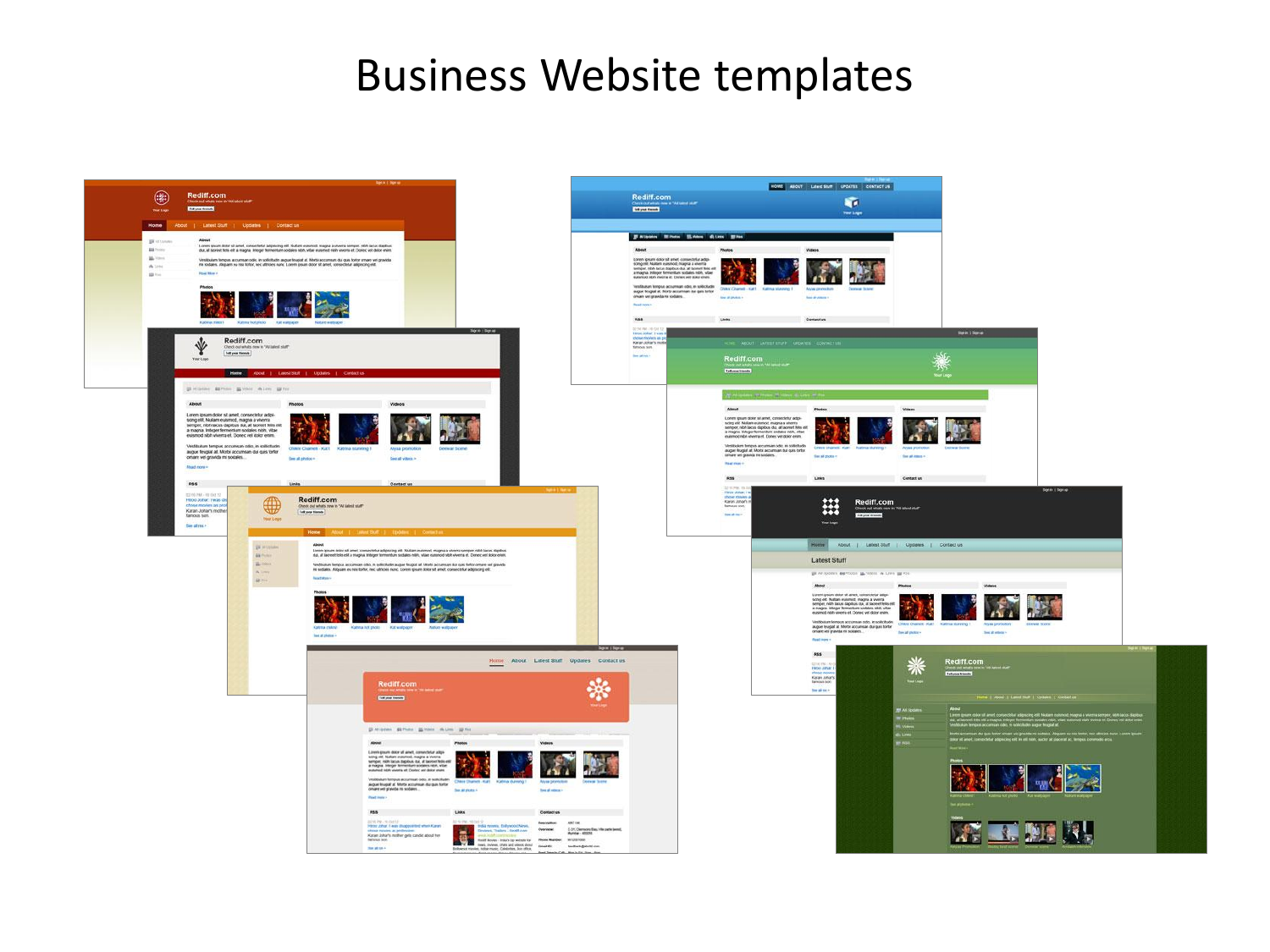# Business Website templates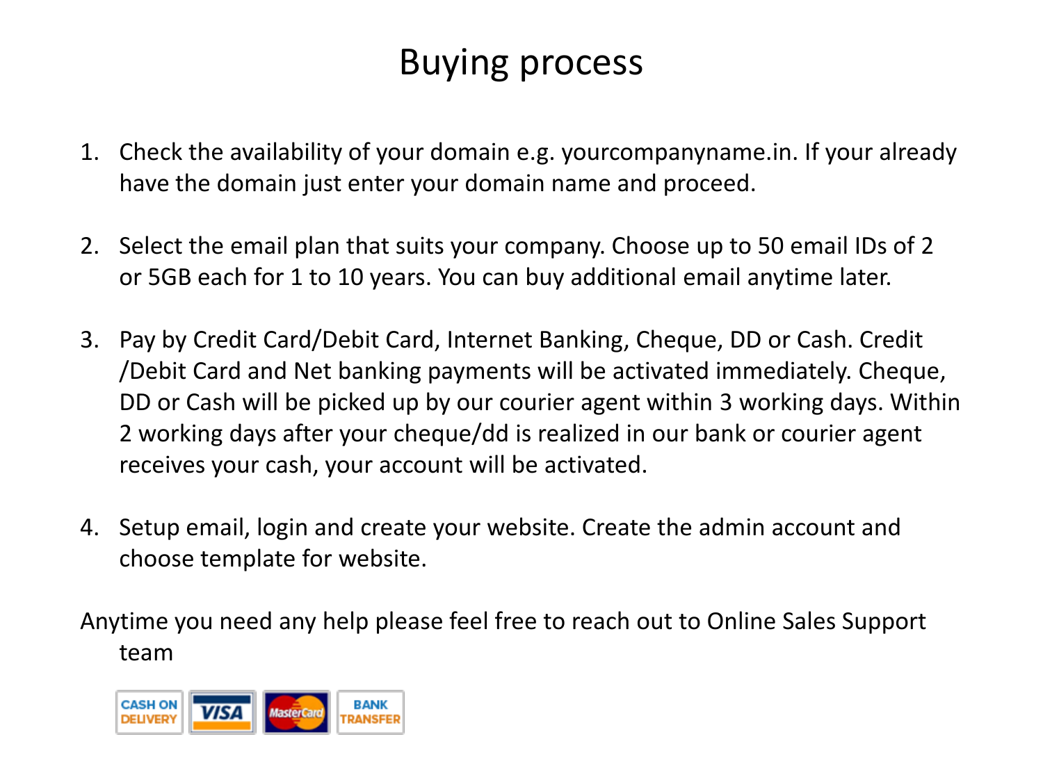# Buying process

1. Check the availability of your domain e.g. yourcompanyname.in. If your already have the domain just enter your domain name and proceed.

2. Select the email plan that suits your company. Choose up to 50 email IDs of 2 or 5GB each for 1 to 10 years. You can buy additional email anytime later.

3. Pay by Credit Card/Debit Card, Internet Banking, Cheque, DD or Cash. Credit /Debit Card and Net banking payments will be activated immediately. Cheque, DD or Cash will be picked up by our courier agent within 3 working days. Within 2 working days after your cheque/dd is realized in our bank or courier agent receives your cash, your account will be activated.

4. Setup email, login and create your website. Create the admin account and choose template for website.

Anytime you need any help please feel free to reach out to Online Sales Support team

CASH ON DELIVERY | VISA | MasterCard | BANK TRANSFER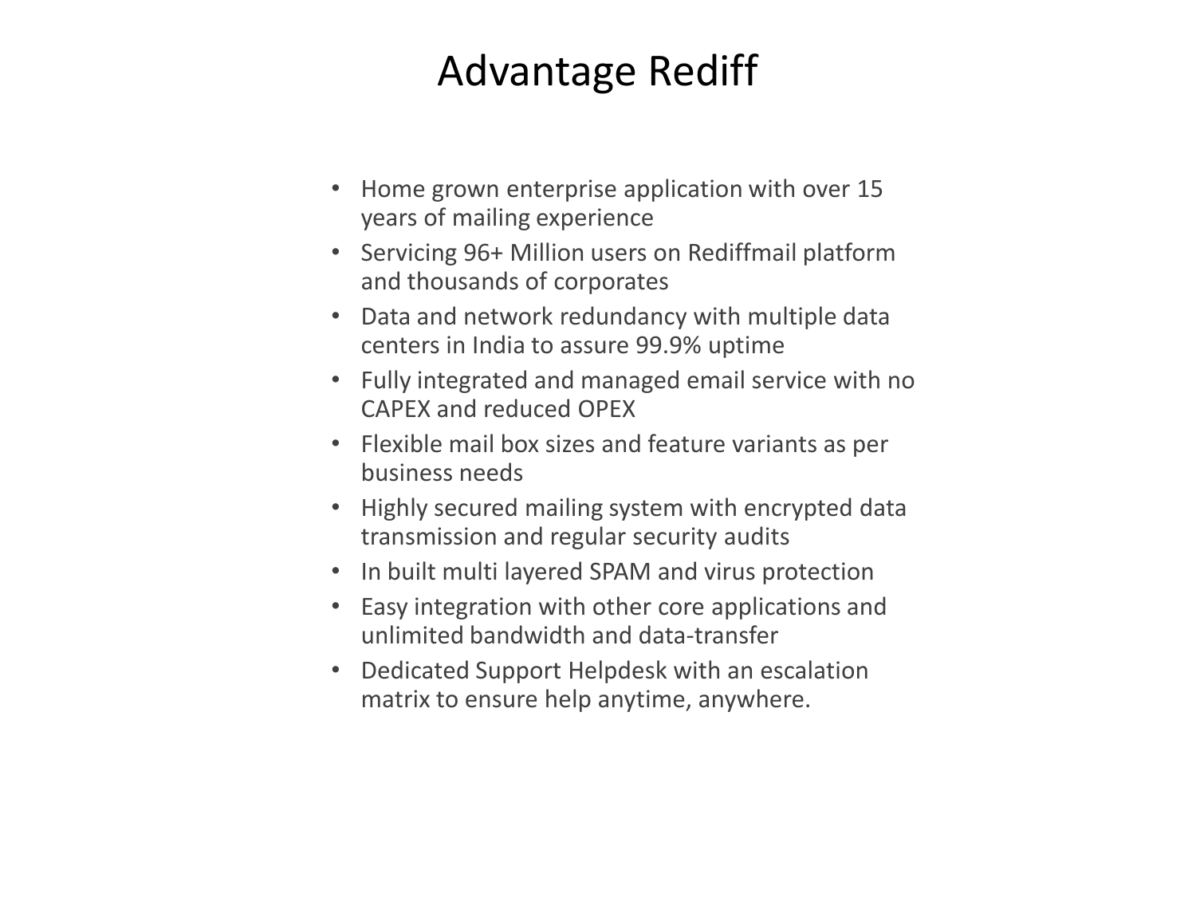# Advantage Rediff

- Home grown enterprise application with over 15 years of mailing experience
- Servicing 96+ Million users on Rediffmail platform and thousands of corporates
- Data and network redundancy with multiple data centers in India to assure 99.9% uptime
- Fully integrated and managed email service with no CAPEX and reduced OPEX
- Flexible mail box sizes and feature variants as per business needs
- Highly secured mailing system with encrypted data transmission and regular security audits
- In built multi layered SPAM and virus protection
- Easy integration with other core applications and unlimited bandwidth and data-transfer
- Dedicated Support Helpdesk with an escalation matrix to ensure help anytime, anywhere.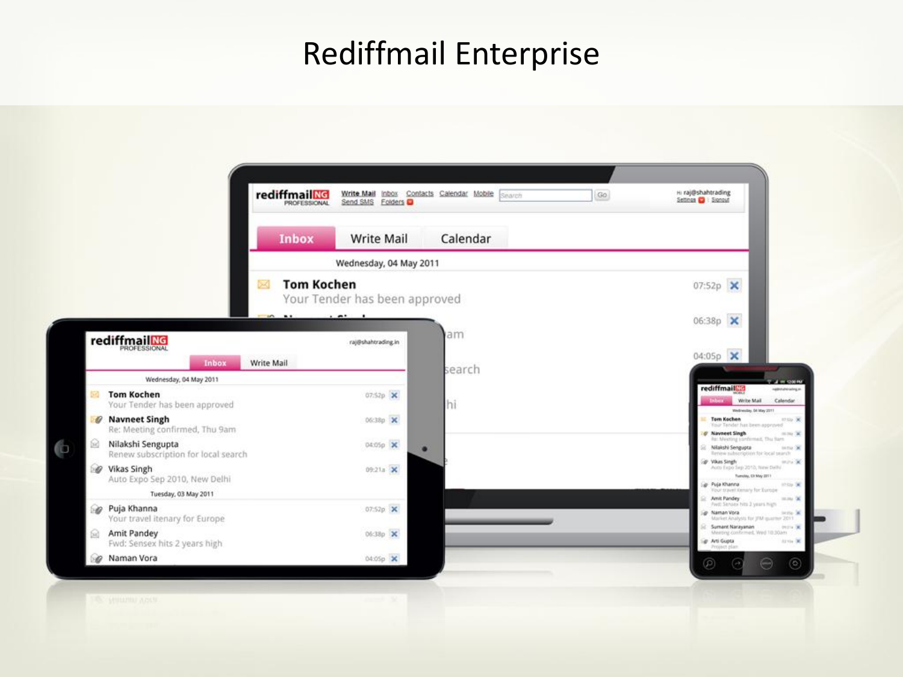# Rediffmail Enterprise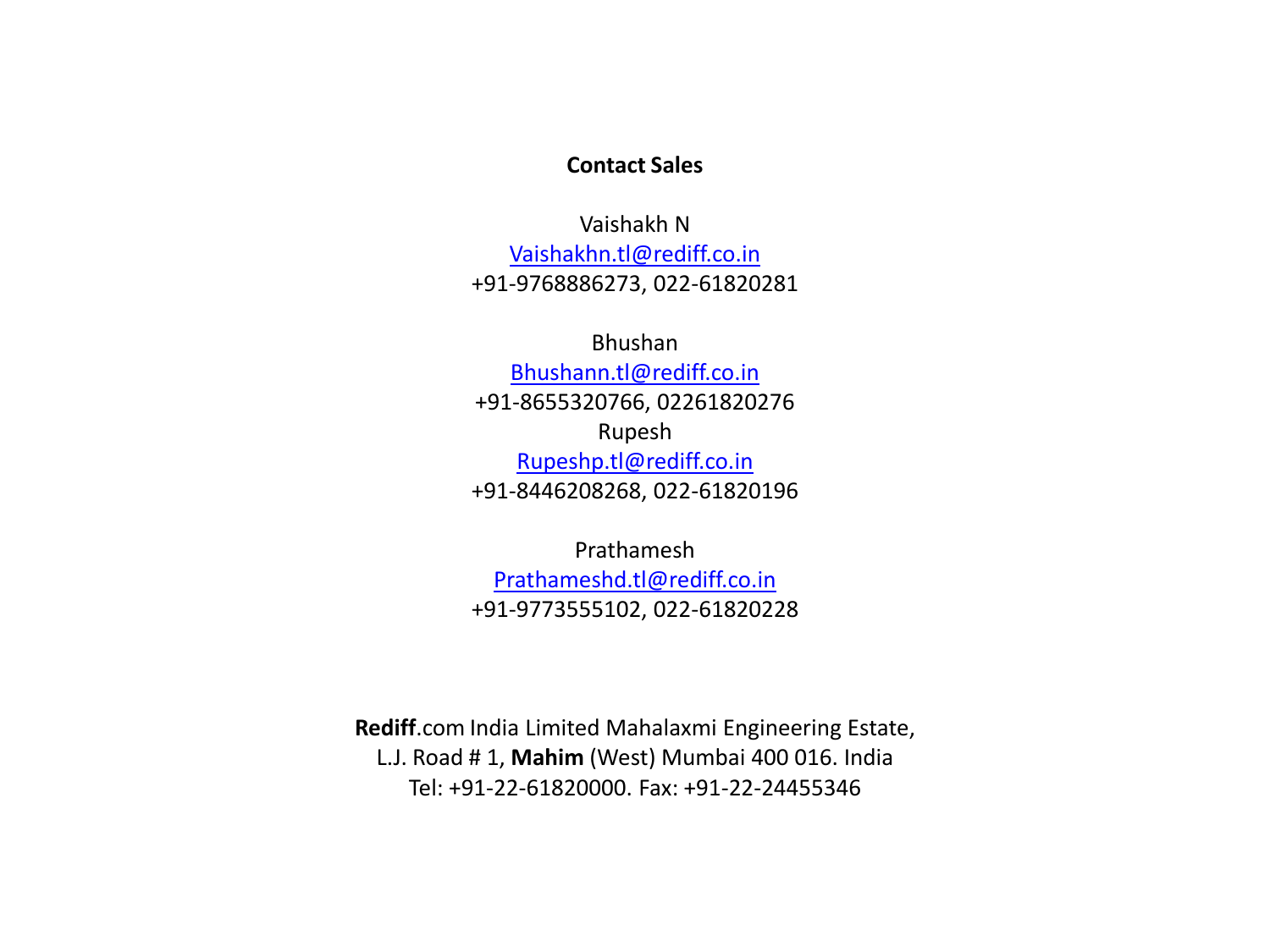**Contact Sales**

Vaishakh N
Vaishakhn.tl@rediff.co.in
+91-9768886273, 022-61820281

Bhushan
Bhushann.tl@rediff.co.in
+91-8655320766, 02261820276
Rupesh
Rupeshp.tl@rediff.co.in
+91-8446208268, 022-61820196

Prathamesh
Prathameshd.tl@rediff.co.in
+91-9773555102, 022-61820228

**Rediff**.com India Limited Mahalaxmi Engineering Estate,
L.J. Road # 1, **Mahim** (West) Mumbai 400 016. India
Tel: +91-22-61820000. Fax: +91-22-24455346